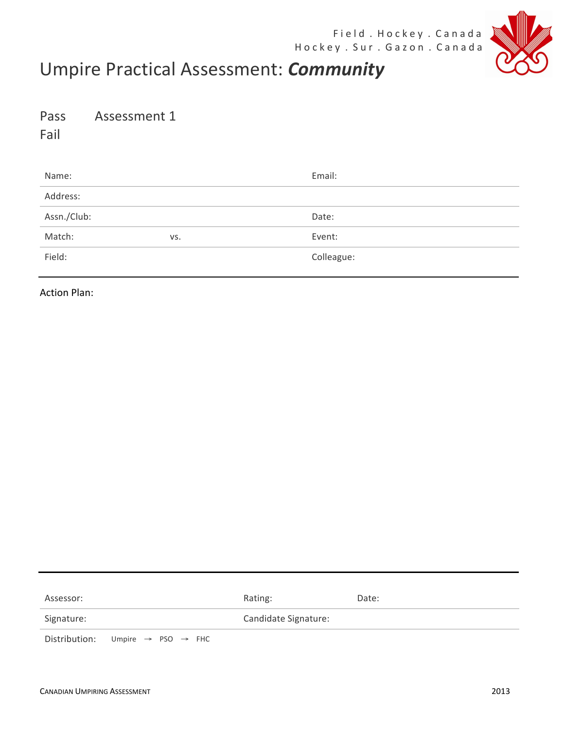Field . Hockey . Canada
Hockey . Sur . Gazon . Canada

# Umpire Practical Assessment: ***Community***

Pass Assessment 1
Fail

| Name: | | Email: |
|---|---|---|
| Address: | | |
| Assn./Club: | | Date: |
| Match: | vs. | Event: |
| Field: | | Colleague: |

Action Plan:

| Assessor: | Rating: | Date: |
|---|---|---|
| Signature: | Candidate Signature: | |

Distribution: Umpire → PSO → FHC

Canadian Umpiring Assessment 2013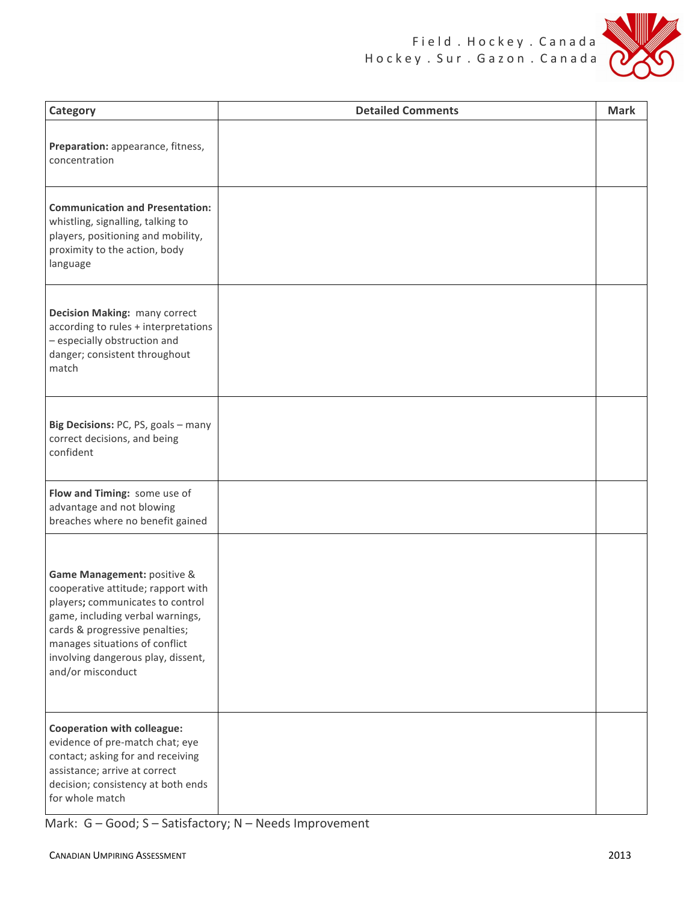| Category | Detailed Comments | Mark |
|---|---|---|
| **Preparation:** appearance, fitness, concentration | | |
| **Communication and Presentation:** whistling, signalling, talking to players, positioning and mobility, proximity to the action, body language | | |
| **Decision Making:** many correct according to rules + interpretations – especially obstruction and danger; consistent throughout match | | |
| **Big Decisions:** PC, PS, goals – many correct decisions, and being confident | | |
| **Flow and Timing:** some use of advantage and not blowing breaches where no benefit gained | | |
| **Game Management:** positive & cooperative attitude; rapport with players**;** communicates to control game, including verbal warnings, cards & progressive penalties; manages situations of conflict involving dangerous play, dissent, and/or misconduct | | |
| **Cooperation with colleague:** evidence of pre-match chat; eye contact; asking for and receiving assistance; arrive at correct decision; consistency at both ends for whole match | | |

Mark: G – Good; S – Satisfactory; N – Needs Improvement